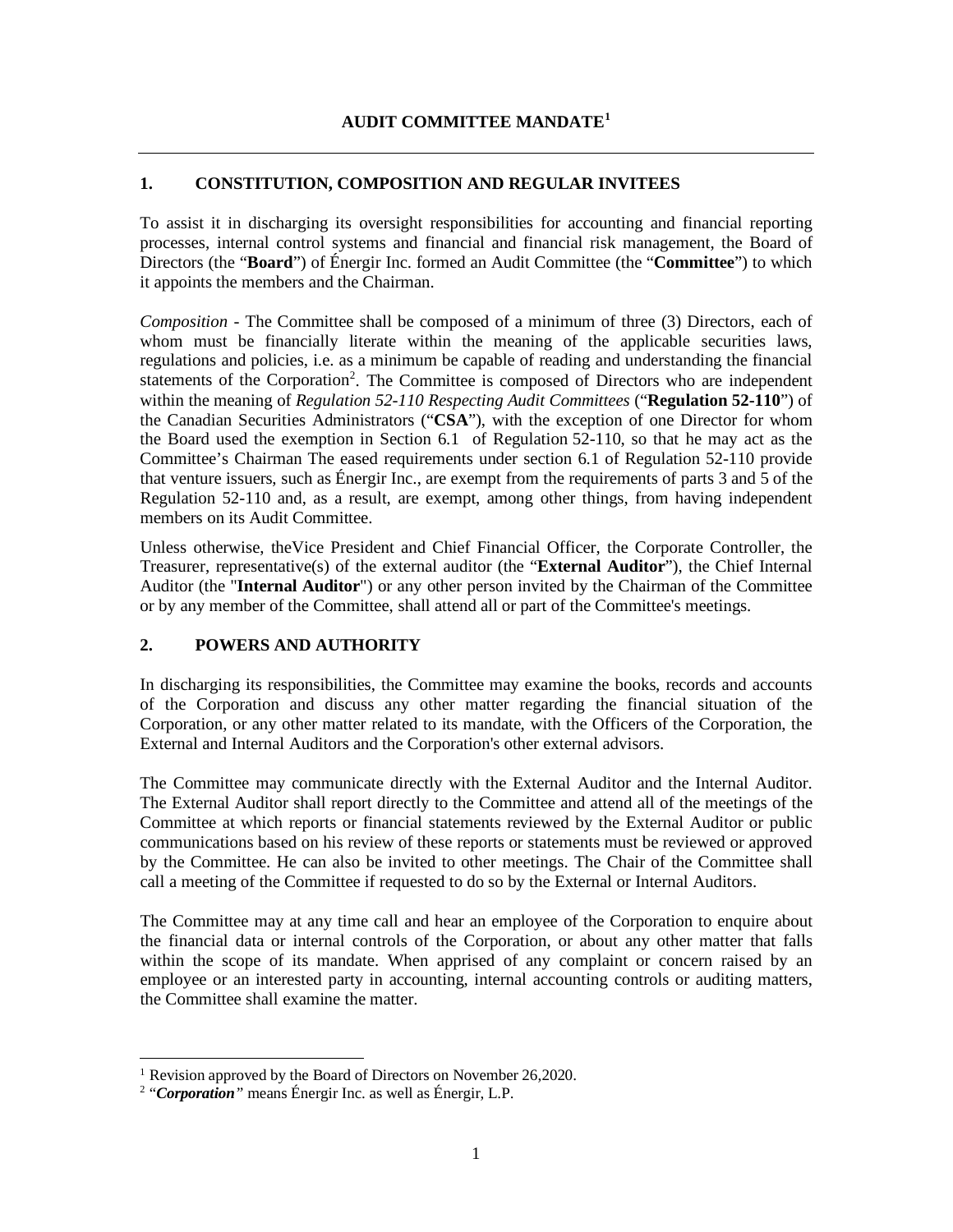# AUDIT COMMITTEE MANDATE[1]

## 1. CONSTITUTION, COMPOSITION AND REGULAR INVITEES

To assist it in discharging its oversight responsibilities for accounting and financial reporting processes, internal control systems and financial and financial risk management, the Board of Directors (the "**Board**") of Énergir Inc. formed an Audit Committee (the "**Committee**") to which it appoints the members and the Chairman.

*Composition* - The Committee shall be composed of a minimum of three (3) Directors, each of whom must be financially literate within the meaning of the applicable securities laws, regulations and policies, i.e. as a minimum be capable of reading and understanding the financial statements of the Corporation[2]. The Committee is composed of Directors who are independent within the meaning of *Regulation 52-110 Respecting Audit Committees* ("**Regulation 52-110**") of the Canadian Securities Administrators ("**CSA**"), with the exception of one Director for whom the Board used the exemption in Section 6.1 of Regulation 52-110, so that he may act as the Committee's Chairman The eased requirements under section 6.1 of Regulation 52-110 provide that venture issuers, such as Énergir Inc., are exempt from the requirements of parts 3 and 5 of the Regulation 52-110 and, as a result, are exempt, among other things, from having independent members on its Audit Committee.

Unless otherwise, theVice President and Chief Financial Officer, the Corporate Controller, the Treasurer, representative(s) of the external auditor (the "**External Auditor**"), the Chief Internal Auditor (the "**Internal Auditor**") or any other person invited by the Chairman of the Committee or by any member of the Committee, shall attend all or part of the Committee's meetings.

## 2. POWERS AND AUTHORITY

In discharging its responsibilities, the Committee may examine the books, records and accounts of the Corporation and discuss any other matter regarding the financial situation of the Corporation, or any other matter related to its mandate, with the Officers of the Corporation, the External and Internal Auditors and the Corporation's other external advisors.

The Committee may communicate directly with the External Auditor and the Internal Auditor. The External Auditor shall report directly to the Committee and attend all of the meetings of the Committee at which reports or financial statements reviewed by the External Auditor or public communications based on his review of these reports or statements must be reviewed or approved by the Committee. He can also be invited to other meetings. The Chair of the Committee shall call a meeting of the Committee if requested to do so by the External or Internal Auditors.

The Committee may at any time call and hear an employee of the Corporation to enquire about the financial data or internal controls of the Corporation, or about any other matter that falls within the scope of its mandate. When apprised of any complaint or concern raised by an employee or an interested party in accounting, internal accounting controls or auditing matters, the Committee shall examine the matter.

---

[1] Revision approved by the Board of Directors on November 26,2020.

[2] "***Corporation***" means Énergir Inc. as well as Énergir, L.P.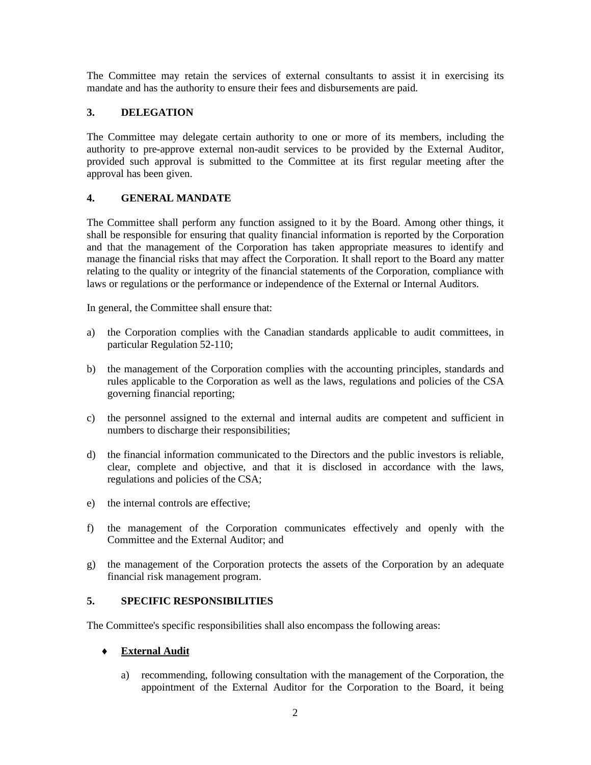The Committee may retain the services of external consultants to assist it in exercising its mandate and has the authority to ensure their fees and disbursements are paid.

## 3. DELEGATION

The Committee may delegate certain authority to one or more of its members, including the authority to pre-approve external non-audit services to be provided by the External Auditor, provided such approval is submitted to the Committee at its first regular meeting after the approval has been given.

## 4. GENERAL MANDATE

The Committee shall perform any function assigned to it by the Board. Among other things, it shall be responsible for ensuring that quality financial information is reported by the Corporation and that the management of the Corporation has taken appropriate measures to identify and manage the financial risks that may affect the Corporation. It shall report to the Board any matter relating to the quality or integrity of the financial statements of the Corporation, compliance with laws or regulations or the performance or independence of the External or Internal Auditors.

In general, the Committee shall ensure that:

a) the Corporation complies with the Canadian standards applicable to audit committees, in particular Regulation 52-110;

b) the management of the Corporation complies with the accounting principles, standards and rules applicable to the Corporation as well as the laws, regulations and policies of the CSA governing financial reporting;

c) the personnel assigned to the external and internal audits are competent and sufficient in numbers to discharge their responsibilities;

d) the financial information communicated to the Directors and the public investors is reliable, clear, complete and objective, and that it is disclosed in accordance with the laws, regulations and policies of the CSA;

e) the internal controls are effective;

f) the management of the Corporation communicates effectively and openly with the Committee and the External Auditor; and

g) the management of the Corporation protects the assets of the Corporation by an adequate financial risk management program.

## 5. SPECIFIC RESPONSIBILITIES

The Committee's specific responsibilities shall also encompass the following areas:

- **External Audit**

  a) recommending, following consultation with the management of the Corporation, the appointment of the External Auditor for the Corporation to the Board, it being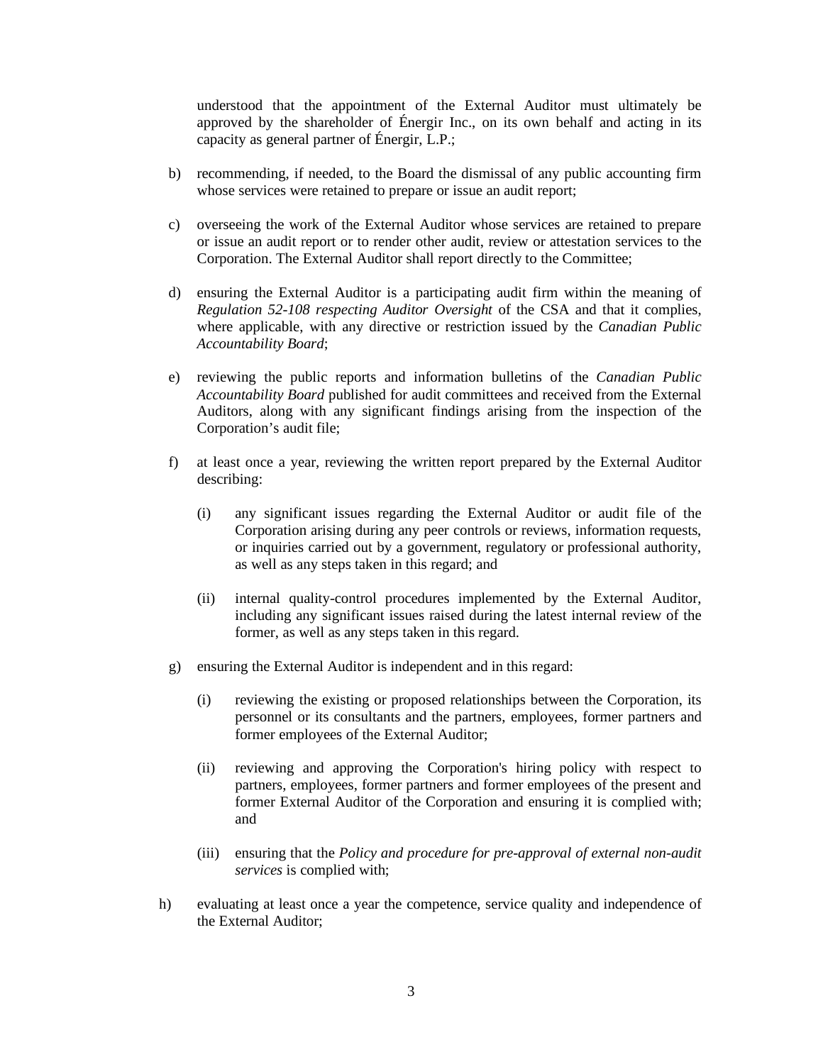understood that the appointment of the External Auditor must ultimately be approved by the shareholder of Énergir Inc., on its own behalf and acting in its capacity as general partner of Énergir, L.P.;

b) recommending, if needed, to the Board the dismissal of any public accounting firm whose services were retained to prepare or issue an audit report;

c) overseeing the work of the External Auditor whose services are retained to prepare or issue an audit report or to render other audit, review or attestation services to the Corporation. The External Auditor shall report directly to the Committee;

d) ensuring the External Auditor is a participating audit firm within the meaning of *Regulation 52-108 respecting Auditor Oversight* of the CSA and that it complies, where applicable, with any directive or restriction issued by the *Canadian Public Accountability Board*;

e) reviewing the public reports and information bulletins of the *Canadian Public Accountability Board* published for audit committees and received from the External Auditors, along with any significant findings arising from the inspection of the Corporation's audit file;

f) at least once a year, reviewing the written report prepared by the External Auditor describing:

   (i) any significant issues regarding the External Auditor or audit file of the Corporation arising during any peer controls or reviews, information requests, or inquiries carried out by a government, regulatory or professional authority, as well as any steps taken in this regard; and

   (ii) internal quality-control procedures implemented by the External Auditor, including any significant issues raised during the latest internal review of the former, as well as any steps taken in this regard.

g) ensuring the External Auditor is independent and in this regard:

   (i) reviewing the existing or proposed relationships between the Corporation, its personnel or its consultants and the partners, employees, former partners and former employees of the External Auditor;

   (ii) reviewing and approving the Corporation's hiring policy with respect to partners, employees, former partners and former employees of the present and former External Auditor of the Corporation and ensuring it is complied with; and

   (iii) ensuring that the *Policy and procedure for pre-approval of external non-audit services* is complied with;

h) evaluating at least once a year the competence, service quality and independence of the External Auditor;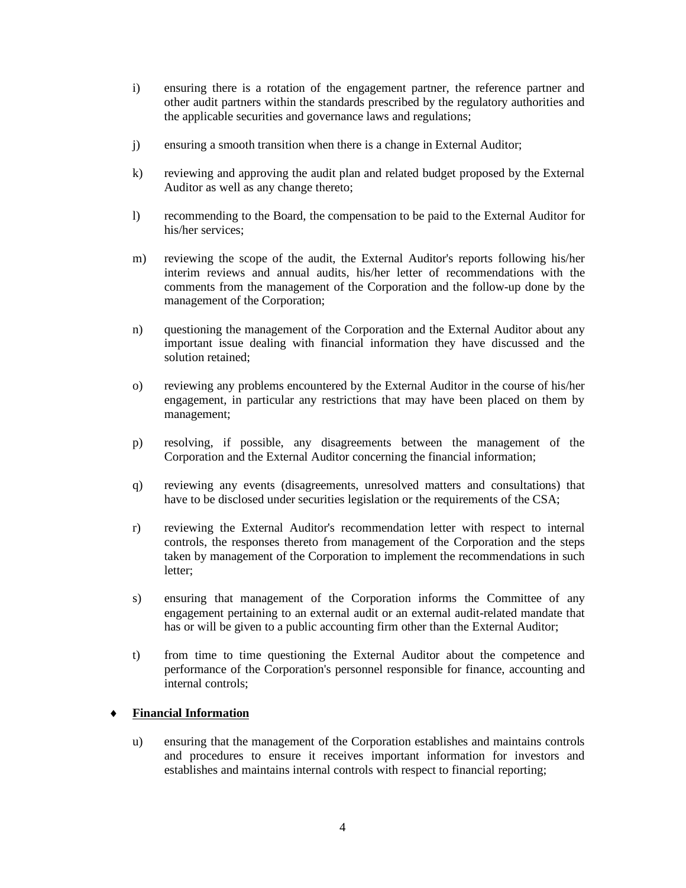i) ensuring there is a rotation of the engagement partner, the reference partner and other audit partners within the standards prescribed by the regulatory authorities and the applicable securities and governance laws and regulations;

j) ensuring a smooth transition when there is a change in External Auditor;

k) reviewing and approving the audit plan and related budget proposed by the External Auditor as well as any change thereto;

l) recommending to the Board, the compensation to be paid to the External Auditor for his/her services;

m) reviewing the scope of the audit, the External Auditor's reports following his/her interim reviews and annual audits, his/her letter of recommendations with the comments from the management of the Corporation and the follow-up done by the management of the Corporation;

n) questioning the management of the Corporation and the External Auditor about any important issue dealing with financial information they have discussed and the solution retained;

o) reviewing any problems encountered by the External Auditor in the course of his/her engagement, in particular any restrictions that may have been placed on them by management;

p) resolving, if possible, any disagreements between the management of the Corporation and the External Auditor concerning the financial information;

q) reviewing any events (disagreements, unresolved matters and consultations) that have to be disclosed under securities legislation or the requirements of the CSA;

r) reviewing the External Auditor's recommendation letter with respect to internal controls, the responses thereto from management of the Corporation and the steps taken by management of the Corporation to implement the recommendations in such letter;

s) ensuring that management of the Corporation informs the Committee of any engagement pertaining to an external audit or an external audit-related mandate that has or will be given to a public accounting firm other than the External Auditor;

t) from time to time questioning the External Auditor about the competence and performance of the Corporation's personnel responsible for finance, accounting and internal controls;

- **Financial Information**

u) ensuring that the management of the Corporation establishes and maintains controls and procedures to ensure it receives important information for investors and establishes and maintains internal controls with respect to financial reporting;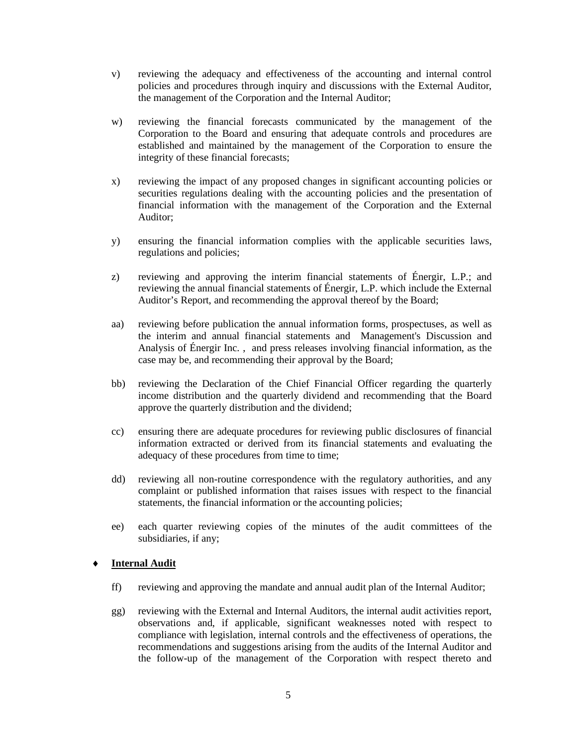v) reviewing the adequacy and effectiveness of the accounting and internal control policies and procedures through inquiry and discussions with the External Auditor, the management of the Corporation and the Internal Auditor;

w) reviewing the financial forecasts communicated by the management of the Corporation to the Board and ensuring that adequate controls and procedures are established and maintained by the management of the Corporation to ensure the integrity of these financial forecasts;

x) reviewing the impact of any proposed changes in significant accounting policies or securities regulations dealing with the accounting policies and the presentation of financial information with the management of the Corporation and the External Auditor;

y) ensuring the financial information complies with the applicable securities laws, regulations and policies;

z) reviewing and approving the interim financial statements of Énergir, L.P.; and reviewing the annual financial statements of Énergir, L.P. which include the External Auditor's Report, and recommending the approval thereof by the Board;

aa) reviewing before publication the annual information forms, prospectuses, as well as the interim and annual financial statements and Management's Discussion and Analysis of Énergir Inc. , and press releases involving financial information, as the case may be, and recommending their approval by the Board;

bb) reviewing the Declaration of the Chief Financial Officer regarding the quarterly income distribution and the quarterly dividend and recommending that the Board approve the quarterly distribution and the dividend;

cc) ensuring there are adequate procedures for reviewing public disclosures of financial information extracted or derived from its financial statements and evaluating the adequacy of these procedures from time to time;

dd) reviewing all non-routine correspondence with the regulatory authorities, and any complaint or published information that raises issues with respect to the financial statements, the financial information or the accounting policies;

ee) each quarter reviewing copies of the minutes of the audit committees of the subsidiaries, if any;

♦ **Internal Audit**

ff) reviewing and approving the mandate and annual audit plan of the Internal Auditor;

gg) reviewing with the External and Internal Auditors, the internal audit activities report, observations and, if applicable, significant weaknesses noted with respect to compliance with legislation, internal controls and the effectiveness of operations, the recommendations and suggestions arising from the audits of the Internal Auditor and the follow-up of the management of the Corporation with respect thereto and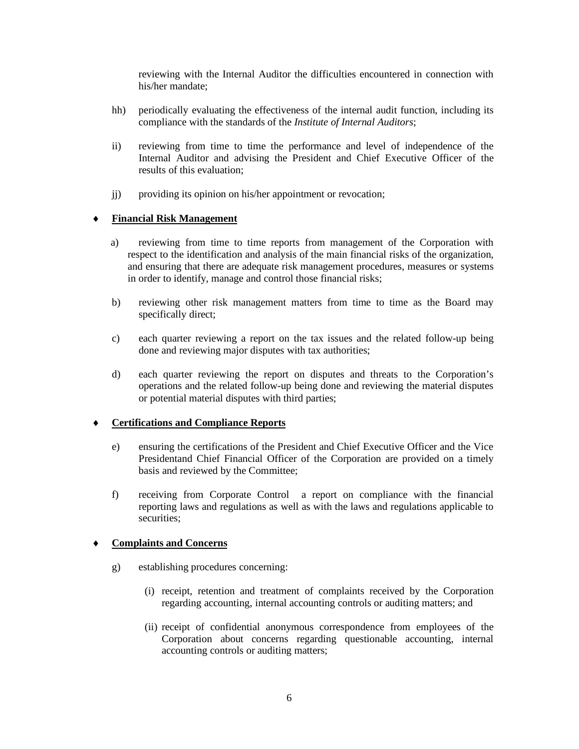reviewing with the Internal Auditor the difficulties encountered in connection with his/her mandate;

hh) periodically evaluating the effectiveness of the internal audit function, including its compliance with the standards of the *Institute of Internal Auditors*;

ii) reviewing from time to time the performance and level of independence of the Internal Auditor and advising the President and Chief Executive Officer of the results of this evaluation;

jj) providing its opinion on his/her appointment or revocation;

♦ **Financial Risk Management**

a) reviewing from time to time reports from management of the Corporation with respect to the identification and analysis of the main financial risks of the organization, and ensuring that there are adequate risk management procedures, measures or systems in order to identify, manage and control those financial risks;

b) reviewing other risk management matters from time to time as the Board may specifically direct;

c) each quarter reviewing a report on the tax issues and the related follow-up being done and reviewing major disputes with tax authorities;

d) each quarter reviewing the report on disputes and threats to the Corporation's operations and the related follow-up being done and reviewing the material disputes or potential material disputes with third parties;

♦ **Certifications and Compliance Reports**

e) ensuring the certifications of the President and Chief Executive Officer and the Vice Presidentand Chief Financial Officer of the Corporation are provided on a timely basis and reviewed by the Committee;

f) receiving from Corporate Control a report on compliance with the financial reporting laws and regulations as well as with the laws and regulations applicable to securities;

♦ **Complaints and Concerns**

g) establishing procedures concerning:

(i) receipt, retention and treatment of complaints received by the Corporation regarding accounting, internal accounting controls or auditing matters; and

(ii) receipt of confidential anonymous correspondence from employees of the Corporation about concerns regarding questionable accounting, internal accounting controls or auditing matters;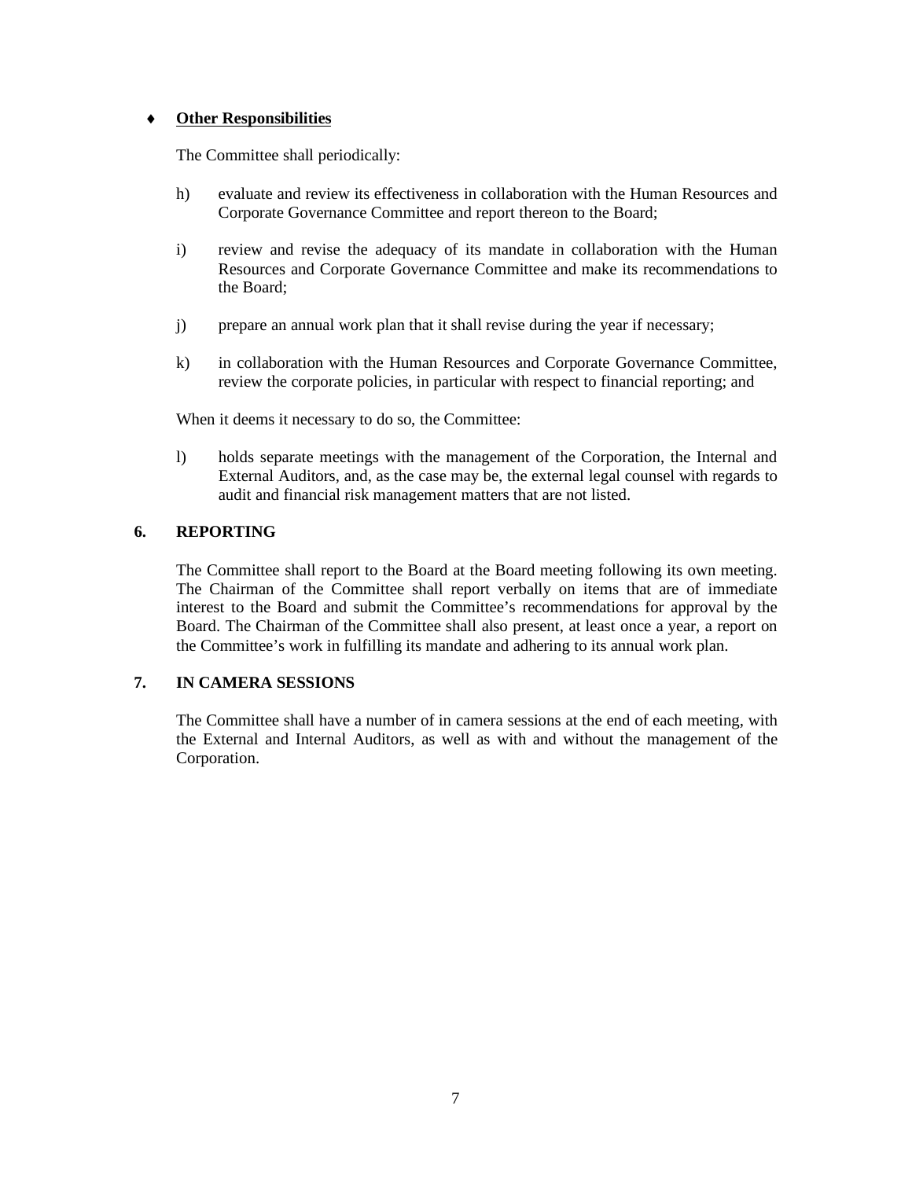- **Other Responsibilities**

The Committee shall periodically:

h) evaluate and review its effectiveness in collaboration with the Human Resources and Corporate Governance Committee and report thereon to the Board;

i) review and revise the adequacy of its mandate in collaboration with the Human Resources and Corporate Governance Committee and make its recommendations to the Board;

j) prepare an annual work plan that it shall revise during the year if necessary;

k) in collaboration with the Human Resources and Corporate Governance Committee, review the corporate policies, in particular with respect to financial reporting; and

When it deems it necessary to do so, the Committee:

l) holds separate meetings with the management of the Corporation, the Internal and External Auditors, and, as the case may be, the external legal counsel with regards to audit and financial risk management matters that are not listed.

## 6. REPORTING

The Committee shall report to the Board at the Board meeting following its own meeting. The Chairman of the Committee shall report verbally on items that are of immediate interest to the Board and submit the Committee's recommendations for approval by the Board. The Chairman of the Committee shall also present, at least once a year, a report on the Committee's work in fulfilling its mandate and adhering to its annual work plan.

## 7. IN CAMERA SESSIONS

The Committee shall have a number of in camera sessions at the end of each meeting, with the External and Internal Auditors, as well as with and without the management of the Corporation.